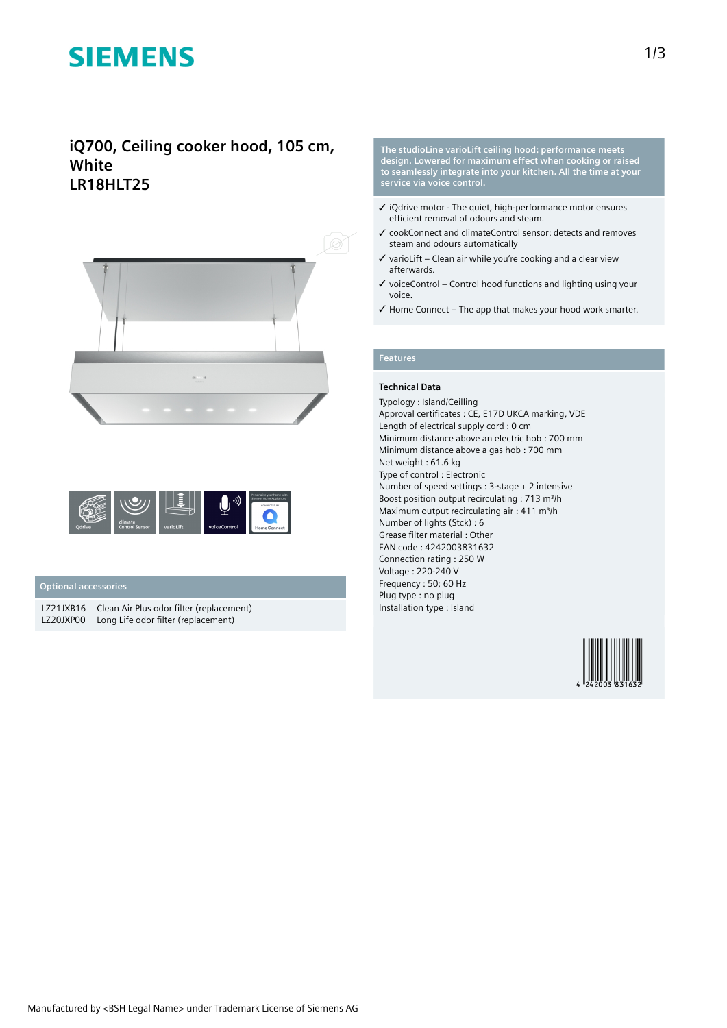# SIEMENS

## iQ700, Ceiling cooker hood, 105 cm, White
## LR18HLT25

iQdrive | climate Control Sensor | varioLift | voiceControl | Home Connect

### Optional accessories

| | |
|---|---|
| LZ21JXB16 | Clean Air Plus odor filter (replacement) |
| LZ20JXP00 | Long Life odor filter (replacement) |

**The studioLine varioLift ceiling hood: performance meets design. Lowered for maximum effect when cooking or raised to seamlessly integrate into your kitchen. All the time at your service via voice control.**

- ✓ iQdrive motor - The quiet, high-performance motor ensures efficient removal of odours and steam.
- ✓ cookConnect and climateControl sensor: detects and removes steam and odours automatically
- ✓ varioLift – Clean air while you're cooking and a clear view afterwards.
- ✓ voiceControl – Control hood functions and lighting using your voice.
- ✓ Home Connect – The app that makes your hood work smarter.

### Features

**Technical Data**

Typology : Island/Ceilling
Approval certificates : CE, E17D UKCA marking, VDE
Length of electrical supply cord : 0 cm
Minimum distance above an electric hob : 700 mm
Minimum distance above a gas hob : 700 mm
Net weight : 61.6 kg
Type of control : Electronic
Number of speed settings : 3-stage + 2 intensive
Boost position output recirculating : 713 m³/h
Maximum output recirculating air : 411 m³/h
Number of lights (Stck) : 6
Grease filter material : Other
EAN code : 4242003831632
Connection rating : 250 W
Voltage : 220-240 V
Frequency : 50; 60 Hz
Plug type : no plug
Installation type : Island

4 242003 831632

Manufactured by <BSH Legal Name> under Trademark License of Siemens AG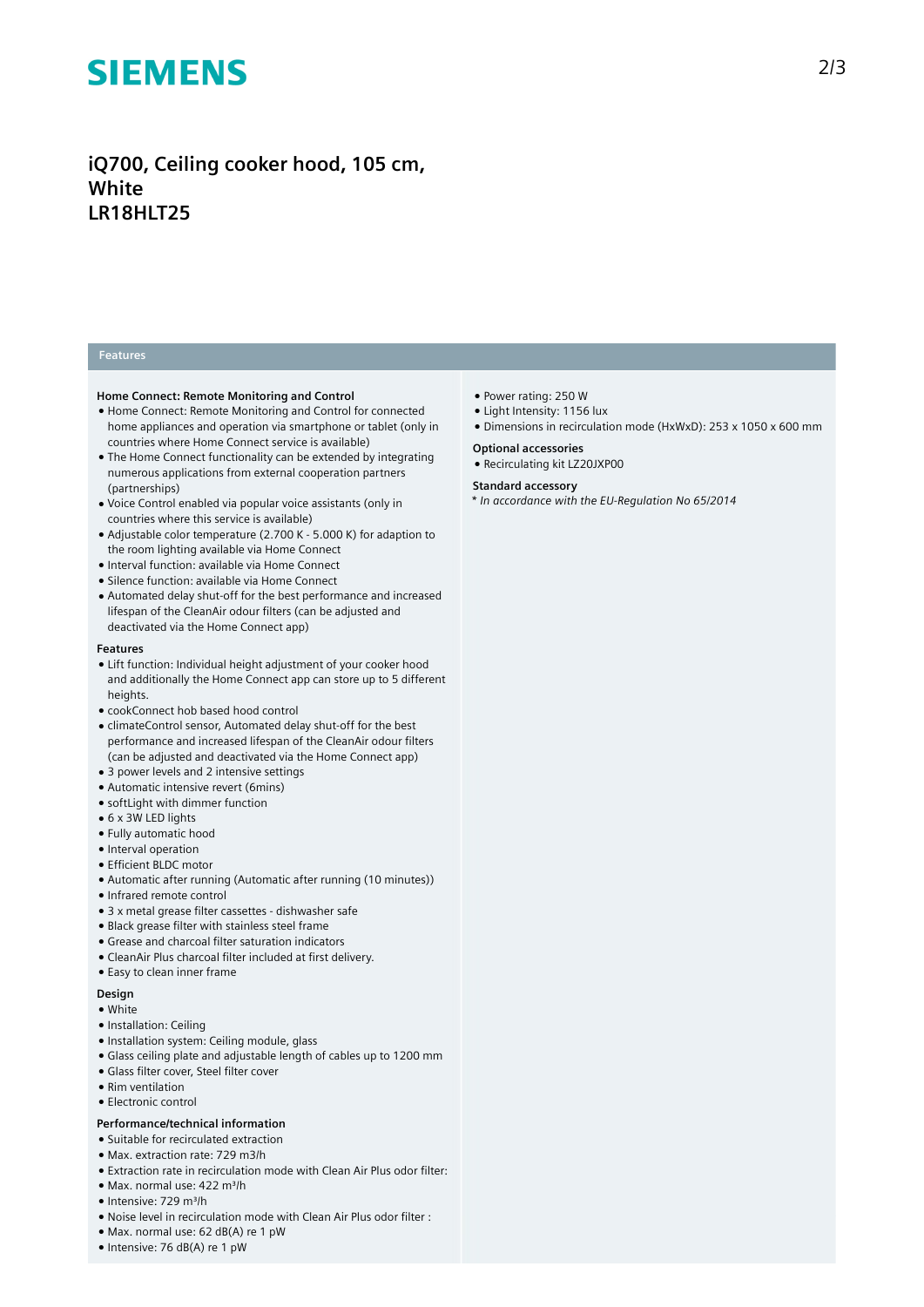# iQ700, Ceiling cooker hood, 105 cm, White
# LR18HLT25

## Features

### Home Connect: Remote Monitoring and Control

- Home Connect: Remote Monitoring and Control for connected home appliances and operation via smartphone or tablet (only in countries where Home Connect service is available)
- The Home Connect functionality can be extended by integrating numerous applications from external cooperation partners (partnerships)
- Voice Control enabled via popular voice assistants (only in countries where this service is available)
- Adjustable color temperature (2.700 K - 5.000 K) for adaption to the room lighting available via Home Connect
- Interval function: available via Home Connect
- Silence function: available via Home Connect
- Automated delay shut-off for the best performance and increased lifespan of the CleanAir odour filters (can be adjusted and deactivated via the Home Connect app)

### Features

- Lift function: Individual height adjustment of your cooker hood and additionally the Home Connect app can store up to 5 different heights.
- cookConnect hob based hood control
- climateControl sensor, Automated delay shut-off for the best performance and increased lifespan of the CleanAir odour filters (can be adjusted and deactivated via the Home Connect app)
- 3 power levels and 2 intensive settings
- Automatic intensive revert (6mins)
- softLight with dimmer function
- 6 x 3W LED lights
- Fully automatic hood
- Interval operation
- Efficient BLDC motor
- Automatic after running (Automatic after running (10 minutes))
- Infrared remote control
- 3 x metal grease filter cassettes - dishwasher safe
- Black grease filter with stainless steel frame
- Grease and charcoal filter saturation indicators
- CleanAir Plus charcoal filter included at first delivery.
- Easy to clean inner frame

### Design

- White
- Installation: Ceiling
- Installation system: Ceiling module, glass
- Glass ceiling plate and adjustable length of cables up to 1200 mm
- Glass filter cover, Steel filter cover
- Rim ventilation
- Electronic control

### Performance/technical information

- Suitable for recirculated extraction
- Max. extraction rate: 729 m3/h
- Extraction rate in recirculation mode with Clean Air Plus odor filter:
- Max. normal use: 422 m³/h
- Intensive: 729 m³/h
- Noise level in recirculation mode with Clean Air Plus odor filter :
- Max. normal use: 62 dB(A) re 1 pW
- Intensive: 76 dB(A) re 1 pW
- Power rating: 250 W
- Light Intensity: 1156 lux
- Dimensions in recirculation mode (HxWxD): 253 x 1050 x 600 mm

### Optional accessories

- Recirculating kit LZ20JXP00

### Standard accessory

*\* In accordance with the EU-Regulation No 65/2014*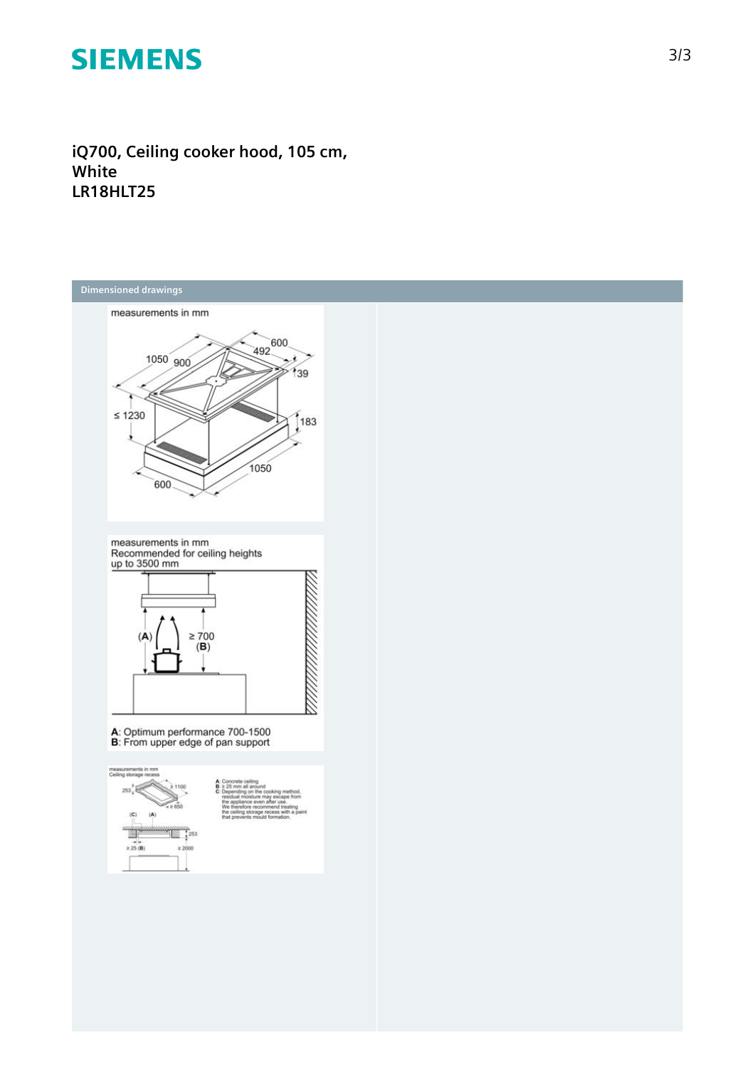# iQ700, Ceiling cooker hood, 105 cm, White
## LR18HLT25

### Dimensioned drawings

measurements in mm

1050
900
600
492
39
≤ 1230
183
1050
600

measurements in mm
Recommended for ceiling heights up to 3500 mm

(A)
≥ 700
(B)

**A**: Optimum performance 700-1500
**B**: From upper edge of pan support

measurements in mm
Ceiling storage recess

253
≥ 1100
≥ 650
(C)
(A)
253
≥ 25 (B)
≥ 2000

A: Concrete ceiling
B: ≥ 25 mm all around
C: Depending on the cooking method, residual moisture may escape from the appliance even after use. We therefore recommend treating the ceiling storage recess with a paint that prevents mould formation.